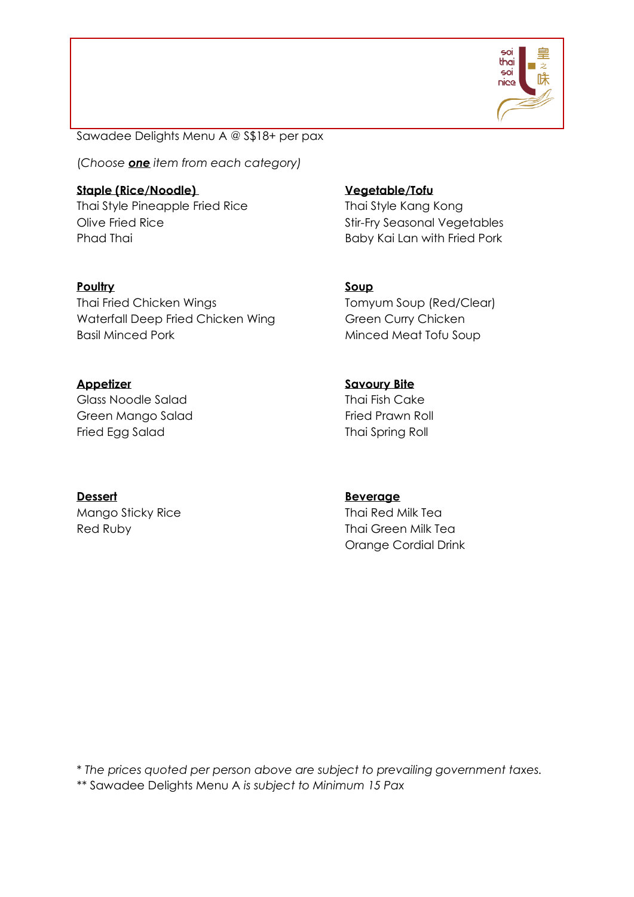Sawadee Delights Menu A @ S$18+ per pax

*(Choose **one** item from each category)*

**Staple (Rice/Noodle)**
Thai Style Pineapple Fried Rice
Olive Fried Rice
Phad Thai

**Vegetable/Tofu**
Thai Style Kang Kong
Stir-Fry Seasonal Vegetables
Baby Kai Lan with Fried Pork

**Poultry**
Thai Fried Chicken Wings
Waterfall Deep Fried Chicken Wing
Basil Minced Pork

**Soup**
Tomyum Soup (Red/Clear)
Green Curry Chicken
Minced Meat Tofu Soup

**Appetizer**
Glass Noodle Salad
Green Mango Salad
Fried Egg Salad

**Savoury Bite**
Thai Fish Cake
Fried Prawn Roll
Thai Spring Roll

**Dessert**
Mango Sticky Rice
Red Ruby

**Beverage**
Thai Red Milk Tea
Thai Green Milk Tea
Orange Cordial Drink

* *The prices quoted per person above are subject to prevailing government taxes.*

** Sawadee Delights Menu A *is subject to Minimum 15 Pax*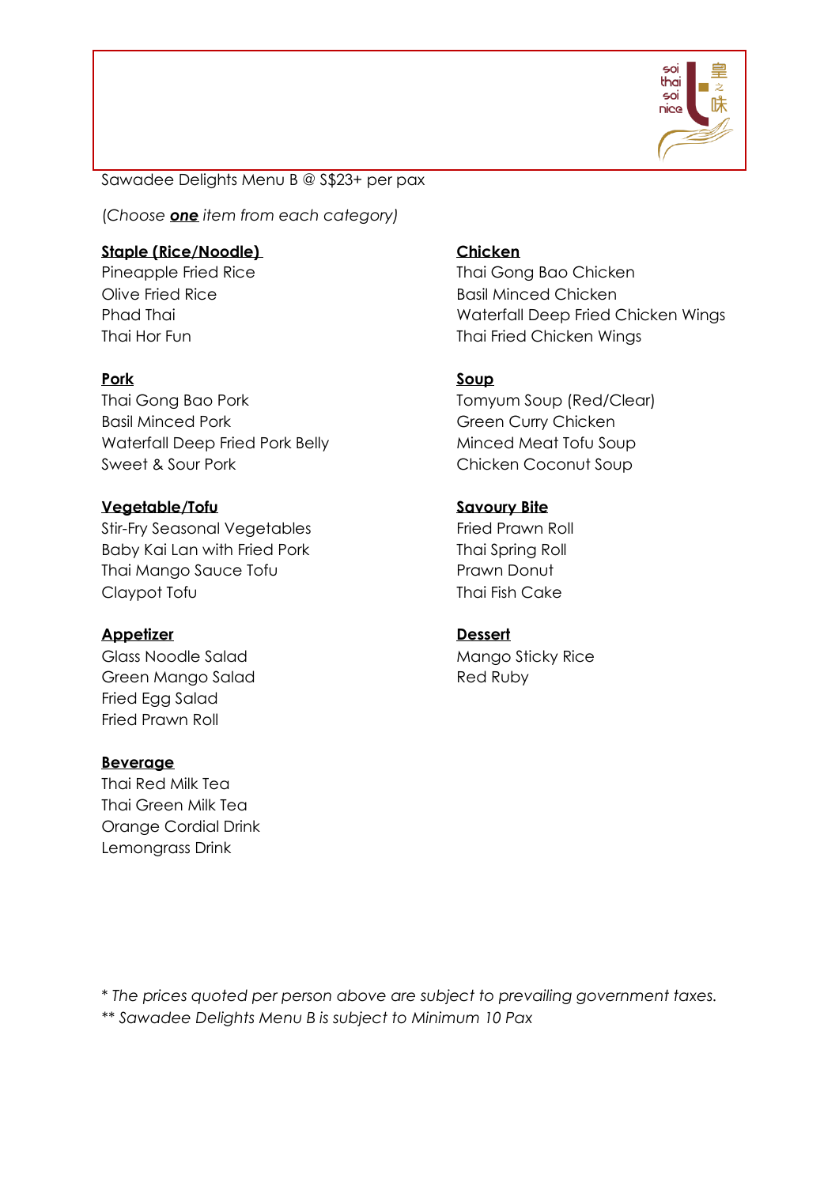Sawadee Delights Menu B @ S$23+ per pax

*(Choose **one** item from each category)*

**Staple (Rice/Noodle)**

Pineapple Fried Rice
Olive Fried Rice
Phad Thai
Thai Hor Fun

**Pork**

Thai Gong Bao Pork
Basil Minced Pork
Waterfall Deep Fried Pork Belly
Sweet & Sour Pork

**Vegetable/Tofu**

Stir-Fry Seasonal Vegetables
Baby Kai Lan with Fried Pork
Thai Mango Sauce Tofu
Claypot Tofu

**Appetizer**

Glass Noodle Salad
Green Mango Salad
Fried Egg Salad
Fried Prawn Roll

**Beverage**

Thai Red Milk Tea
Thai Green Milk Tea
Orange Cordial Drink
Lemongrass Drink

**Chicken**

Thai Gong Bao Chicken
Basil Minced Chicken
Waterfall Deep Fried Chicken Wings
Thai Fried Chicken Wings

**Soup**

Tomyum Soup (Red/Clear)
Green Curry Chicken
Minced Meat Tofu Soup
Chicken Coconut Soup

**Savoury Bite**

Fried Prawn Roll
Thai Spring Roll
Prawn Donut
Thai Fish Cake

**Dessert**

Mango Sticky Rice
Red Ruby

*\* The prices quoted per person above are subject to prevailing government taxes.*
*\*\* Sawadee Delights Menu B is subject to Minimum 10 Pax*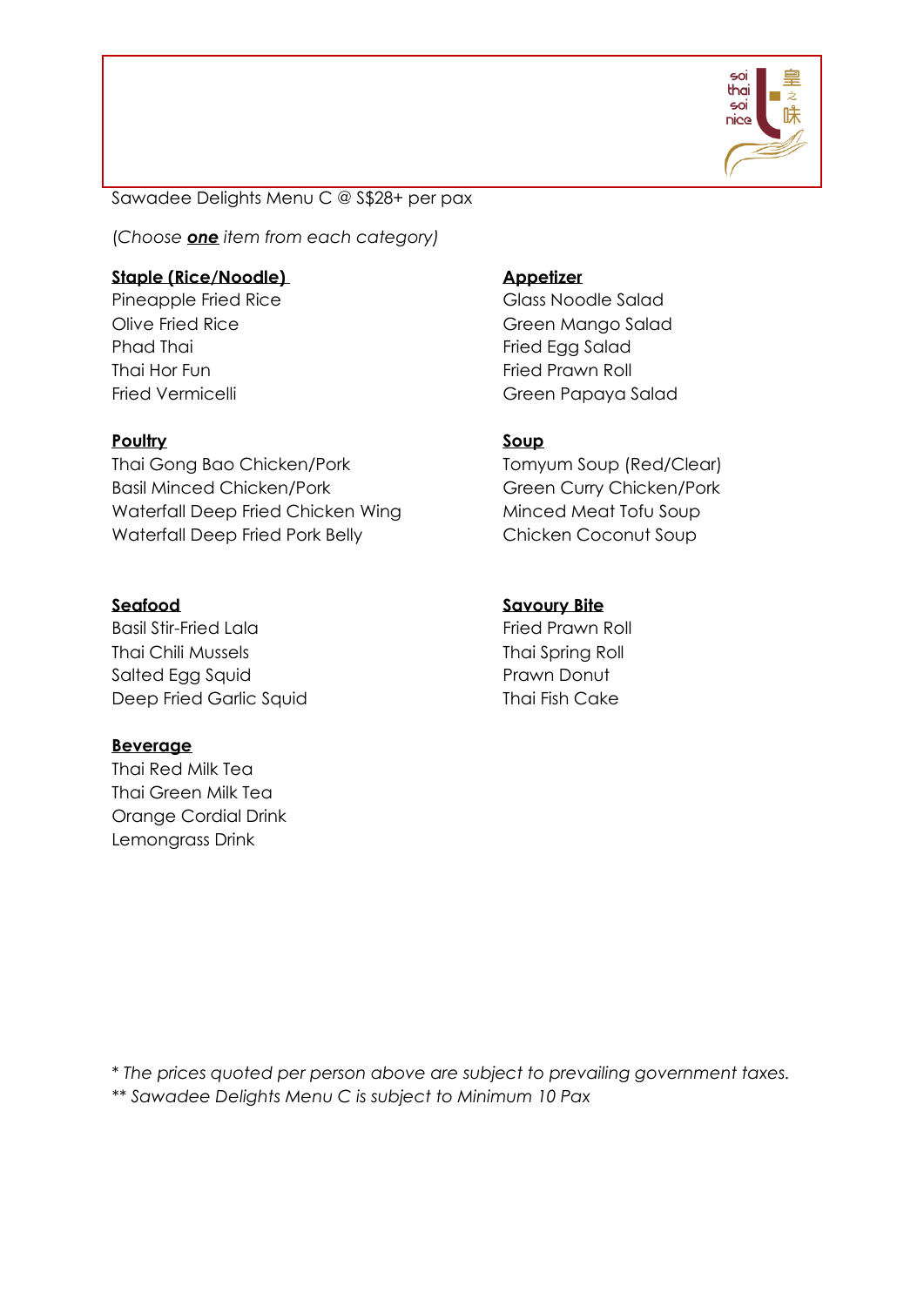Sawadee Delights Menu C @ S$28+ per pax

*(Choose **one** item from each category)*

**Staple (Rice/Noodle)**

Pineapple Fried Rice
Olive Fried Rice
Phad Thai
Thai Hor Fun
Fried Vermicelli

**Appetizer**

Glass Noodle Salad
Green Mango Salad
Fried Egg Salad
Fried Prawn Roll
Green Papaya Salad

**Poultry**

Thai Gong Bao Chicken/Pork
Basil Minced Chicken/Pork
Waterfall Deep Fried Chicken Wing
Waterfall Deep Fried Pork Belly

**Soup**

Tomyum Soup (Red/Clear)
Green Curry Chicken/Pork
Minced Meat Tofu Soup
Chicken Coconut Soup

**Seafood**

Basil Stir-Fried Lala
Thai Chili Mussels
Salted Egg Squid
Deep Fried Garlic Squid

**Savoury Bite**

Fried Prawn Roll
Thai Spring Roll
Prawn Donut
Thai Fish Cake

**Beverage**

Thai Red Milk Tea
Thai Green Milk Tea
Orange Cordial Drink
Lemongrass Drink

* *The prices quoted per person above are subject to prevailing government taxes.*
** *Sawadee Delights Menu C is subject to Minimum 10 Pax*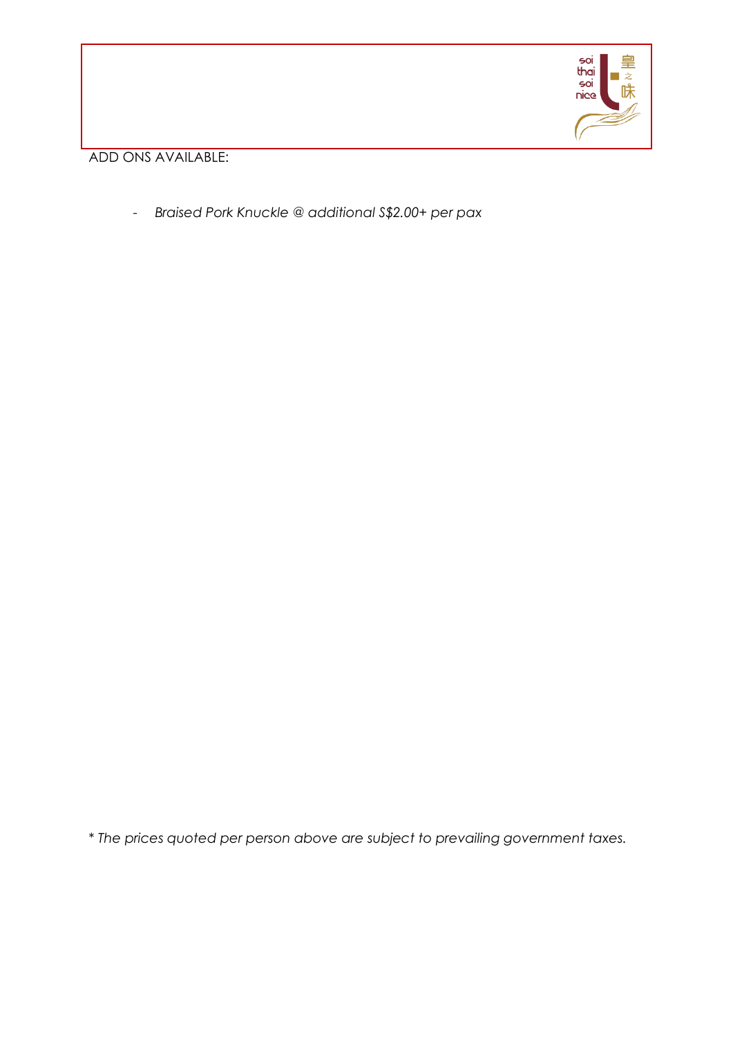ADD ONS AVAILABLE:

- *Braised Pork Knuckle @ additional S$2.00+ per pax*

*\* The prices quoted per person above are subject to prevailing government taxes.*